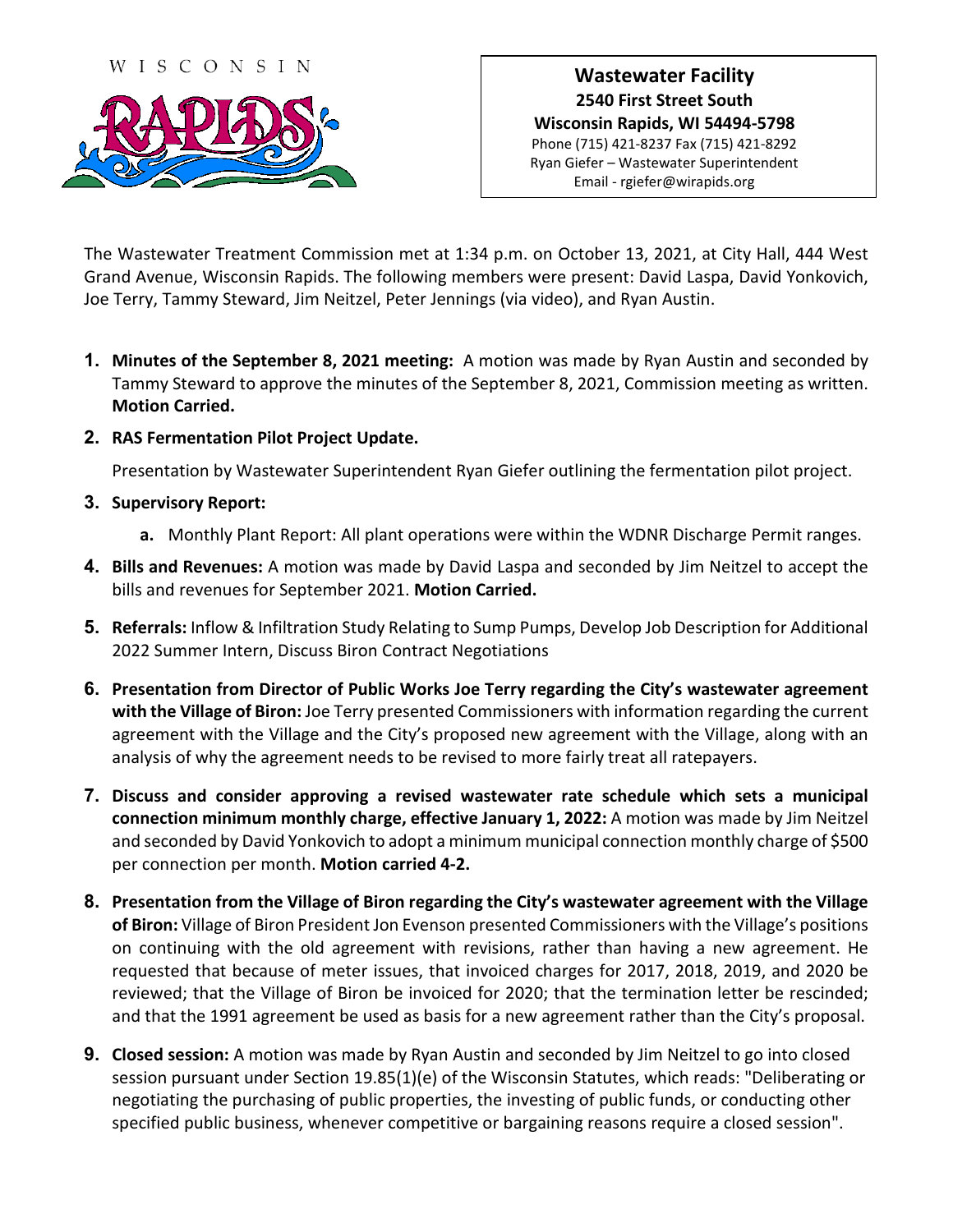WISCONSIN RAPIDS

**Wastewater Facility**
**2540 First Street South**
**Wisconsin Rapids, WI 54494-5798**
Phone (715) 421-8237 Fax (715) 421-8292
Ryan Giefer – Wastewater Superintendent
Email - rgiefer@wirapids.org

The Wastewater Treatment Commission met at 1:34 p.m. on October 13, 2021, at City Hall, 444 West Grand Avenue, Wisconsin Rapids. The following members were present: David Laspa, David Yonkovich, Joe Terry, Tammy Steward, Jim Neitzel, Peter Jennings (via video), and Ryan Austin.

1. **Minutes of the September 8, 2021 meeting:** A motion was made by Ryan Austin and seconded by Tammy Steward to approve the minutes of the September 8, 2021, Commission meeting as written. **Motion Carried.**

2. **RAS Fermentation Pilot Project Update.**

   Presentation by Wastewater Superintendent Ryan Giefer outlining the fermentation pilot project.

3. **Supervisory Report:**

   a. Monthly Plant Report: All plant operations were within the WDNR Discharge Permit ranges.

4. **Bills and Revenues:** A motion was made by David Laspa and seconded by Jim Neitzel to accept the bills and revenues for September 2021. **Motion Carried.**

5. **Referrals:** Inflow & Infiltration Study Relating to Sump Pumps, Develop Job Description for Additional 2022 Summer Intern, Discuss Biron Contract Negotiations

6. **Presentation from Director of Public Works Joe Terry regarding the City's wastewater agreement with the Village of Biron:** Joe Terry presented Commissioners with information regarding the current agreement with the Village and the City's proposed new agreement with the Village, along with an analysis of why the agreement needs to be revised to more fairly treat all ratepayers.

7. **Discuss and consider approving a revised wastewater rate schedule which sets a municipal connection minimum monthly charge, effective January 1, 2022:** A motion was made by Jim Neitzel and seconded by David Yonkovich to adopt a minimum municipal connection monthly charge of $500 per connection per month. **Motion carried 4-2.**

8. **Presentation from the Village of Biron regarding the City's wastewater agreement with the Village of Biron:** Village of Biron President Jon Evenson presented Commissioners with the Village's positions on continuing with the old agreement with revisions, rather than having a new agreement. He requested that because of meter issues, that invoiced charges for 2017, 2018, 2019, and 2020 be reviewed; that the Village of Biron be invoiced for 2020; that the termination letter be rescinded; and that the 1991 agreement be used as basis for a new agreement rather than the City's proposal.

9. **Closed session:** A motion was made by Ryan Austin and seconded by Jim Neitzel to go into closed session pursuant under Section 19.85(1)(e) of the Wisconsin Statutes, which reads: "Deliberating or negotiating the purchasing of public properties, the investing of public funds, or conducting other specified public business, whenever competitive or bargaining reasons require a closed session".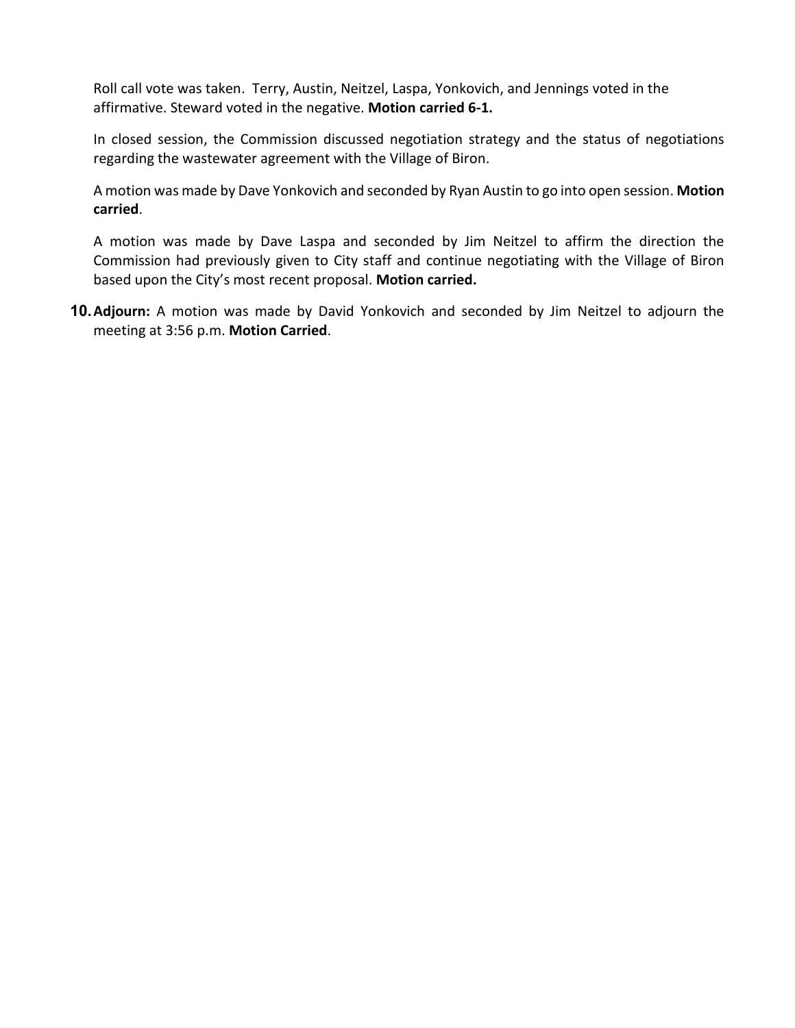Roll call vote was taken. Terry, Austin, Neitzel, Laspa, Yonkovich, and Jennings voted in the affirmative. Steward voted in the negative. **Motion carried 6-1.**

In closed session, the Commission discussed negotiation strategy and the status of negotiations regarding the wastewater agreement with the Village of Biron.

A motion was made by Dave Yonkovich and seconded by Ryan Austin to go into open session. **Motion carried**.

A motion was made by Dave Laspa and seconded by Jim Neitzel to affirm the direction the Commission had previously given to City staff and continue negotiating with the Village of Biron based upon the City's most recent proposal. **Motion carried.**

10. **Adjourn:** A motion was made by David Yonkovich and seconded by Jim Neitzel to adjourn the meeting at 3:56 p.m. **Motion Carried**.